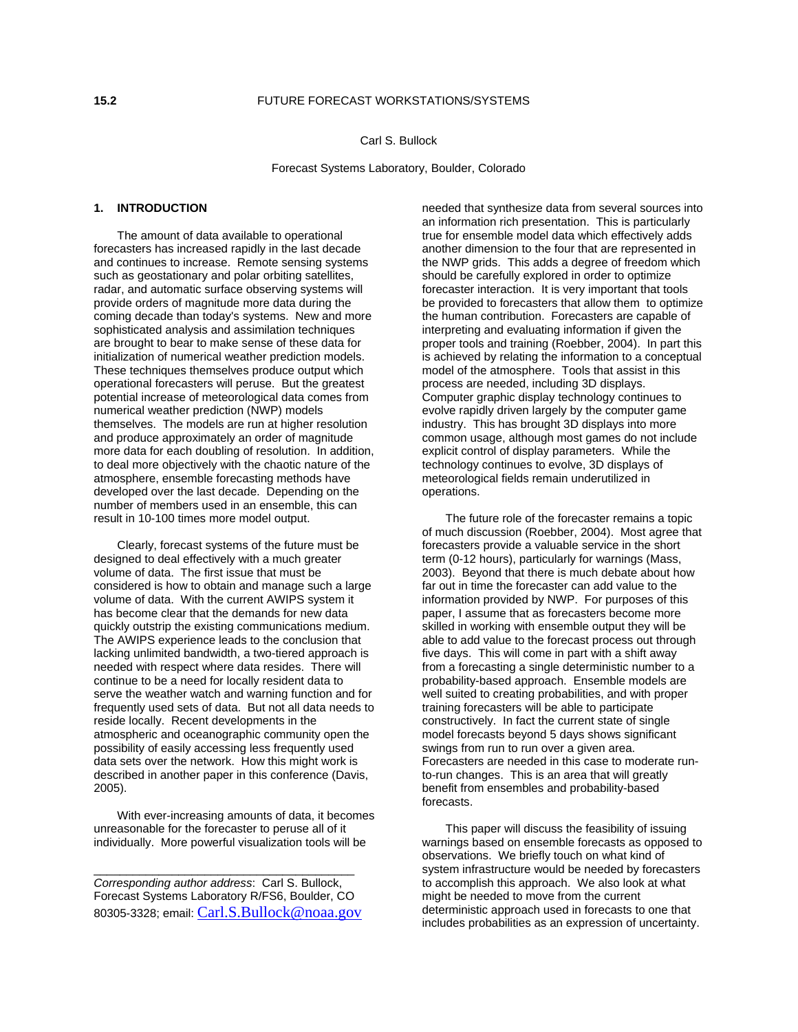**15.2**

# FUTURE FORECAST WORKSTATIONS/SYSTEMS

Carl S. Bullock

Forecast Systems Laboratory, Boulder, Colorado

## 1. INTRODUCTION

The amount of data available to operational forecasters has increased rapidly in the last decade and continues to increase. Remote sensing systems such as geostationary and polar orbiting satellites, radar, and automatic surface observing systems will provide orders of magnitude more data during the coming decade than today's systems. New and more sophisticated analysis and assimilation techniques are brought to bear to make sense of these data for initialization of numerical weather prediction models. These techniques themselves produce output which operational forecasters will peruse. But the greatest potential increase of meteorological data comes from numerical weather prediction (NWP) models themselves. The models are run at higher resolution and produce approximately an order of magnitude more data for each doubling of resolution. In addition, to deal more objectively with the chaotic nature of the atmosphere, ensemble forecasting methods have developed over the last decade. Depending on the number of members used in an ensemble, this can result in 10-100 times more model output.

Clearly, forecast systems of the future must be designed to deal effectively with a much greater volume of data. The first issue that must be considered is how to obtain and manage such a large volume of data. With the current AWIPS system it has become clear that the demands for new data quickly outstrip the existing communications medium. The AWIPS experience leads to the conclusion that lacking unlimited bandwidth, a two-tiered approach is needed with respect where data resides. There will continue to be a need for locally resident data to serve the weather watch and warning function and for frequently used sets of data. But not all data needs to reside locally. Recent developments in the atmospheric and oceanographic community open the possibility of easily accessing less frequently used data sets over the network. How this might work is described in another paper in this conference (Davis, 2005).

With ever-increasing amounts of data, it becomes unreasonable for the forecaster to peruse all of it individually. More powerful visualization tools will be needed that synthesize data from several sources into an information rich presentation. This is particularly true for ensemble model data which effectively adds another dimension to the four that are represented in the NWP grids. This adds a degree of freedom which should be carefully explored in order to optimize forecaster interaction. It is very important that tools be provided to forecasters that allow them to optimize the human contribution. Forecasters are capable of interpreting and evaluating information if given the proper tools and training (Roebber, 2004). In part this is achieved by relating the information to a conceptual model of the atmosphere. Tools that assist in this process are needed, including 3D displays. Computer graphic display technology continues to evolve rapidly driven largely by the computer game industry. This has brought 3D displays into more common usage, although most games do not include explicit control of display parameters. While the technology continues to evolve, 3D displays of meteorological fields remain underutilized in operations.

The future role of the forecaster remains a topic of much discussion (Roebber, 2004). Most agree that forecasters provide a valuable service in the short term (0-12 hours), particularly for warnings (Mass, 2003). Beyond that there is much debate about how far out in time the forecaster can add value to the information provided by NWP. For purposes of this paper, I assume that as forecasters become more skilled in working with ensemble output they will be able to add value to the forecast process out through five days. This will come in part with a shift away from a forecasting a single deterministic number to a probability-based approach. Ensemble models are well suited to creating probabilities, and with proper training forecasters will be able to participate constructively. In fact the current state of single model forecasts beyond 5 days shows significant swings from run to run over a given area. Forecasters are needed in this case to moderate run-to-run changes. This is an area that will greatly benefit from ensembles and probability-based forecasts.

This paper will discuss the feasibility of issuing warnings based on ensemble forecasts as opposed to observations. We briefly touch on what kind of system infrastructure would be needed by forecasters to accomplish this approach. We also look at what might be needed to move from the current deterministic approach used in forecasts to one that includes probabilities as an expression of uncertainty.

---

*Corresponding author address*: Carl S. Bullock, Forecast Systems Laboratory R/FS6, Boulder, CO 80305-3328; email: Carl.S.Bullock@noaa.gov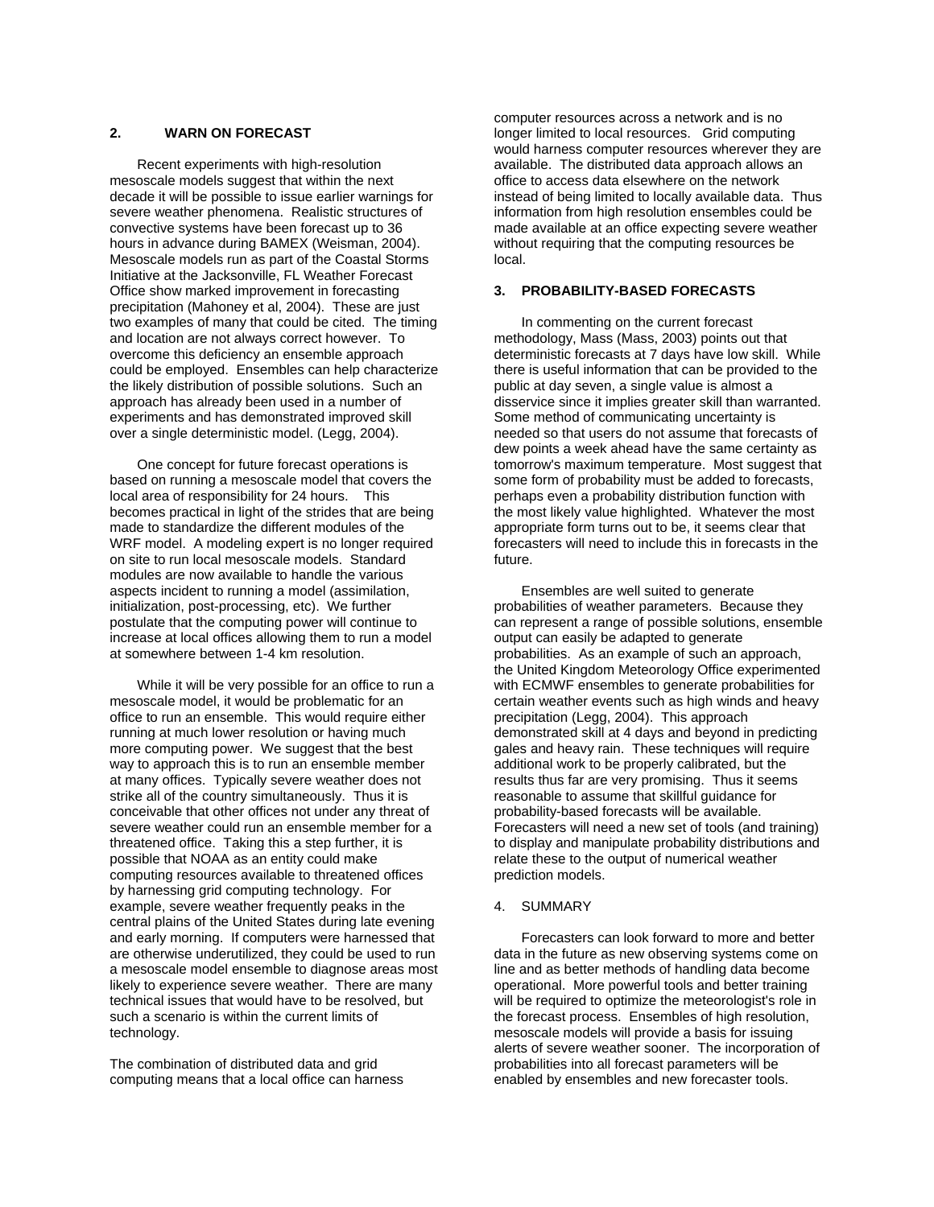## 2. WARN ON FORECAST

Recent experiments with high-resolution mesoscale models suggest that within the next decade it will be possible to issue earlier warnings for severe weather phenomena. Realistic structures of convective systems have been forecast up to 36 hours in advance during BAMEX (Weisman, 2004). Mesoscale models run as part of the Coastal Storms Initiative at the Jacksonville, FL Weather Forecast Office show marked improvement in forecasting precipitation (Mahoney et al, 2004). These are just two examples of many that could be cited. The timing and location are not always correct however. To overcome this deficiency an ensemble approach could be employed. Ensembles can help characterize the likely distribution of possible solutions. Such an approach has already been used in a number of experiments and has demonstrated improved skill over a single deterministic model. (Legg, 2004).

One concept for future forecast operations is based on running a mesoscale model that covers the local area of responsibility for 24 hours. This becomes practical in light of the strides that are being made to standardize the different modules of the WRF model. A modeling expert is no longer required on site to run local mesoscale models. Standard modules are now available to handle the various aspects incident to running a model (assimilation, initialization, post-processing, etc). We further postulate that the computing power will continue to increase at local offices allowing them to run a model at somewhere between 1-4 km resolution.

While it will be very possible for an office to run a mesoscale model, it would be problematic for an office to run an ensemble. This would require either running at much lower resolution or having much more computing power. We suggest that the best way to approach this is to run an ensemble member at many offices. Typically severe weather does not strike all of the country simultaneously. Thus it is conceivable that other offices not under any threat of severe weather could run an ensemble member for a threatened office. Taking this a step further, it is possible that NOAA as an entity could make computing resources available to threatened offices by harnessing grid computing technology. For example, severe weather frequently peaks in the central plains of the United States during late evening and early morning. If computers were harnessed that are otherwise underutilized, they could be used to run a mesoscale model ensemble to diagnose areas most likely to experience severe weather. There are many technical issues that would have to be resolved, but such a scenario is within the current limits of technology.

The combination of distributed data and grid computing means that a local office can harness computer resources across a network and is no longer limited to local resources. Grid computing would harness computer resources wherever they are available. The distributed data approach allows an office to access data elsewhere on the network instead of being limited to locally available data. Thus information from high resolution ensembles could be made available at an office expecting severe weather without requiring that the computing resources be local.

## 3. PROBABILITY-BASED FORECASTS

In commenting on the current forecast methodology, Mass (Mass, 2003) points out that deterministic forecasts at 7 days have low skill. While there is useful information that can be provided to the public at day seven, a single value is almost a disservice since it implies greater skill than warranted. Some method of communicating uncertainty is needed so that users do not assume that forecasts of dew points a week ahead have the same certainty as tomorrow's maximum temperature. Most suggest that some form of probability must be added to forecasts, perhaps even a probability distribution function with the most likely value highlighted. Whatever the most appropriate form turns out to be, it seems clear that forecasters will need to include this in forecasts in the future.

Ensembles are well suited to generate probabilities of weather parameters. Because they can represent a range of possible solutions, ensemble output can easily be adapted to generate probabilities. As an example of such an approach, the United Kingdom Meteorology Office experimented with ECMWF ensembles to generate probabilities for certain weather events such as high winds and heavy precipitation (Legg, 2004). This approach demonstrated skill at 4 days and beyond in predicting gales and heavy rain. These techniques will require additional work to be properly calibrated, but the results thus far are very promising. Thus it seems reasonable to assume that skillful guidance for probability-based forecasts will be available. Forecasters will need a new set of tools (and training) to display and manipulate probability distributions and relate these to the output of numerical weather prediction models.

## 4. SUMMARY

Forecasters can look forward to more and better data in the future as new observing systems come on line and as better methods of handling data become operational. More powerful tools and better training will be required to optimize the meteorologist's role in the forecast process. Ensembles of high resolution, mesoscale models will provide a basis for issuing alerts of severe weather sooner. The incorporation of probabilities into all forecast parameters will be enabled by ensembles and new forecaster tools.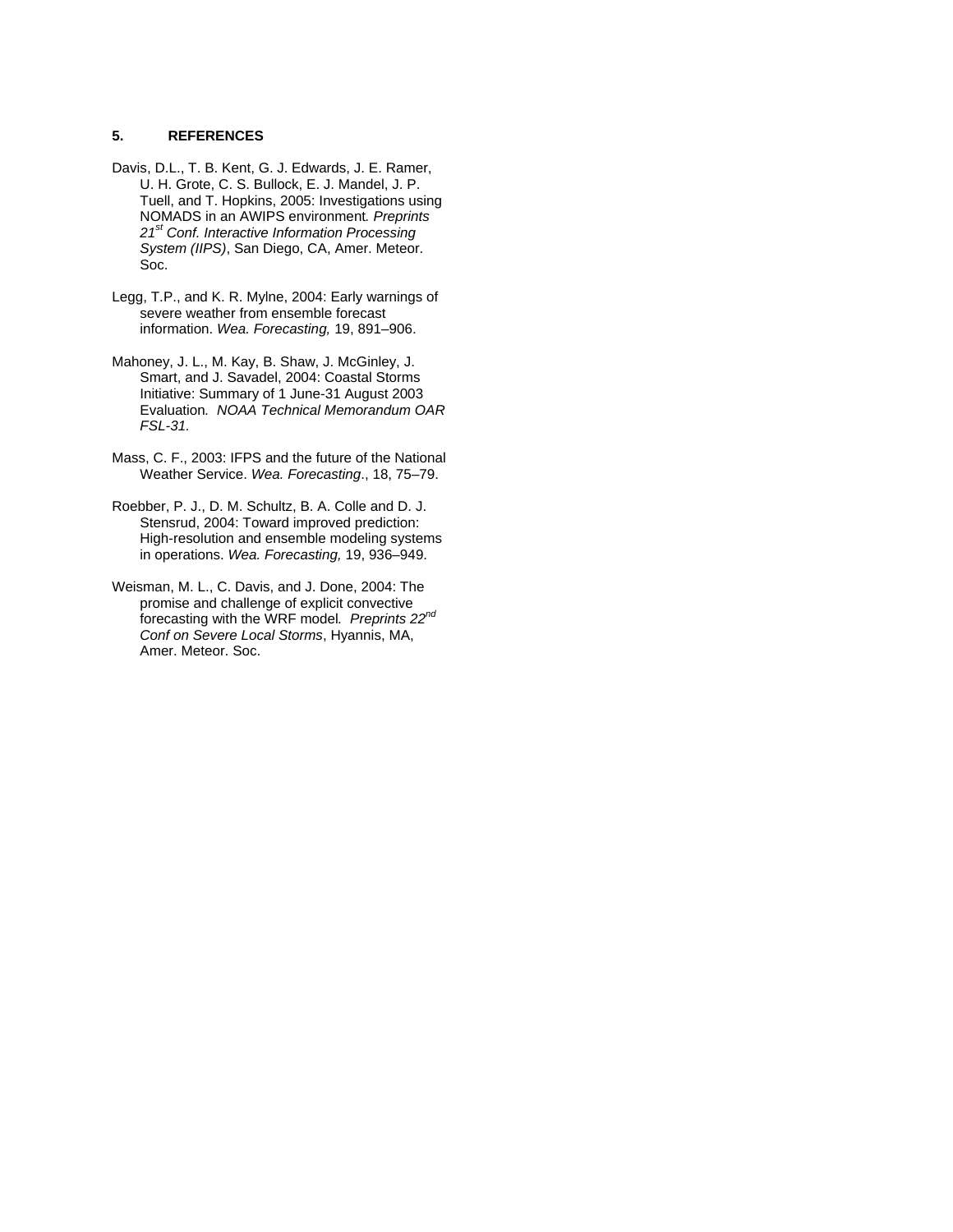## 5. REFERENCES

Davis, D.L., T. B. Kent, G. J. Edwards, J. E. Ramer, U. H. Grote, C. S. Bullock, E. J. Mandel, J. P. Tuell, and T. Hopkins, 2005: Investigations using NOMADS in an AWIPS environment*. Preprints 21st Conf. Interactive Information Processing System (IIPS)*, San Diego, CA, Amer. Meteor. Soc.

Legg, T.P., and K. R. Mylne, 2004: Early warnings of severe weather from ensemble forecast information. *Wea. Forecasting,* 19, 891–906.

Mahoney, J. L., M. Kay, B. Shaw, J. McGinley, J. Smart, and J. Savadel, 2004: Coastal Storms Initiative: Summary of 1 June-31 August 2003 Evaluation*. NOAA Technical Memorandum OAR FSL-31.*

Mass, C. F., 2003: IFPS and the future of the National Weather Service. *Wea. Forecasting*., 18, 75–79.

Roebber, P. J., D. M. Schultz, B. A. Colle and D. J. Stensrud, 2004: Toward improved prediction: High-resolution and ensemble modeling systems in operations. *Wea. Forecasting,* 19, 936–949.

Weisman, M. L., C. Davis, and J. Done, 2004: The promise and challenge of explicit convective forecasting with the WRF model*. Preprints 22nd Conf on Severe Local Storms*, Hyannis, MA, Amer. Meteor. Soc.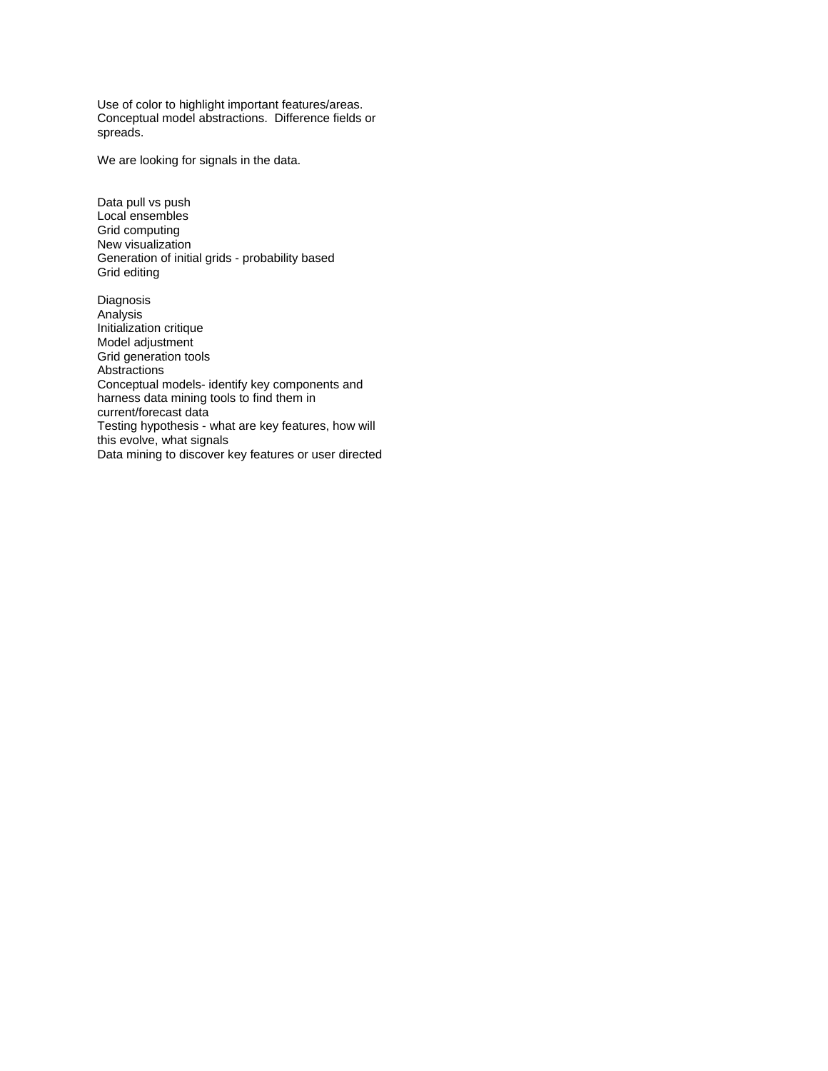Use of color to highlight important features/areas. Conceptual model abstractions. Difference fields or spreads.

We are looking for signals in the data.

Data pull vs push
Local ensembles
Grid computing
New visualization
Generation of initial grids - probability based
Grid editing

Diagnosis
Analysis
Initialization critique
Model adjustment
Grid generation tools
Abstractions
Conceptual models- identify key components and harness data mining tools to find them in current/forecast data
Testing hypothesis - what are key features, how will this evolve, what signals
Data mining to discover key features or user directed